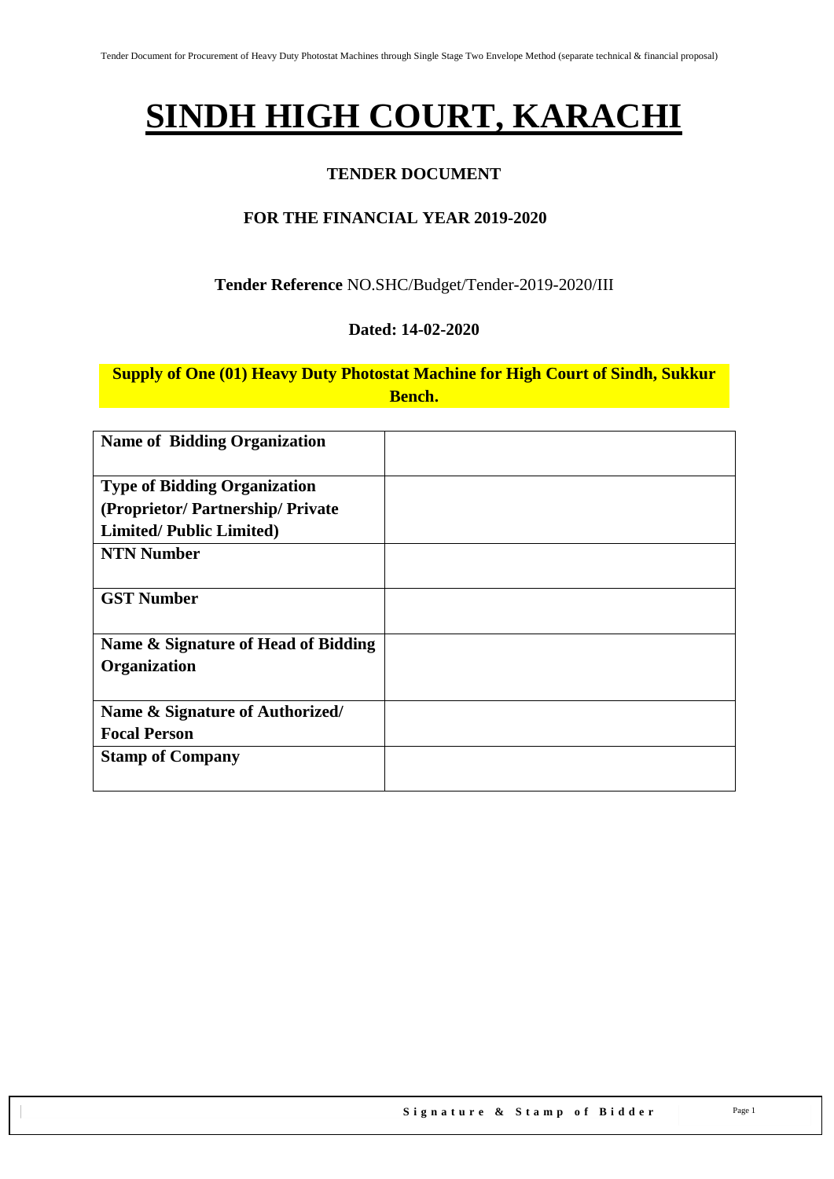# SINDH HIGH COURT, KARACHI

**TENDER DOCUMENT**

**FOR THE FINANCIAL YEAR 2019-2020**

**Tender Reference** NO.SHC/Budget/Tender-2019-2020/III

**Dated: 14-02-2020**

**Supply of One (01) Heavy Duty Photostat Machine for High Court of Sindh, Sukkur Bench.**

| | |
|---|---|
| **Name of Bidding Organization** | |
| **Type of Bidding Organization (Proprietor/ Partnership/ Private Limited/ Public Limited)** | |
| **NTN Number** | |
| **GST Number** | |
| **Name & Signature of Head of Bidding Organization** | |
| **Name & Signature of Authorized/ Focal Person** | |
| **Stamp of Company** | |

**Signature & Stamp of Bidder**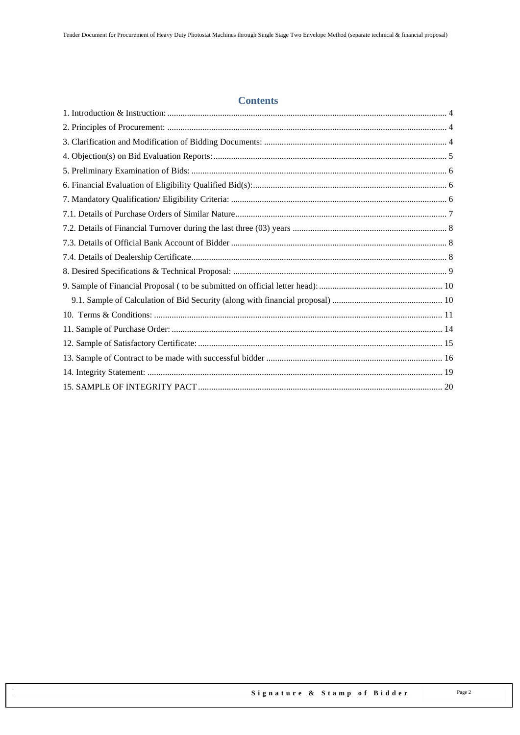# Contents

1. Introduction & Instruction: 4
2. Principles of Procurement: 4
3. Clarification and Modification of Bidding Documents: 4
4. Objection(s) on Bid Evaluation Reports: 5
5. Preliminary Examination of Bids: 6
6. Financial Evaluation of Eligibility Qualified Bid(s): 6
7. Mandatory Qualification/ Eligibility Criteria: 6
7.1. Details of Purchase Orders of Similar Nature 7
7.2. Details of Financial Turnover during the last three (03) years 8
7.3. Details of Official Bank Account of Bidder 8
7.4. Details of Dealership Certificate 8
8. Desired Specifications & Technical Proposal: 9
9. Sample of Financial Proposal ( to be submitted on official letter head): 10
 9.1. Sample of Calculation of Bid Security (along with financial proposal) 10
10. Terms & Conditions: 11
11. Sample of Purchase Order: 14
12. Sample of Satisfactory Certificate: 15
13. Sample of Contract to be made with successful bidder 16
14. Integrity Statement: 19
15. SAMPLE OF INTEGRITY PACT 20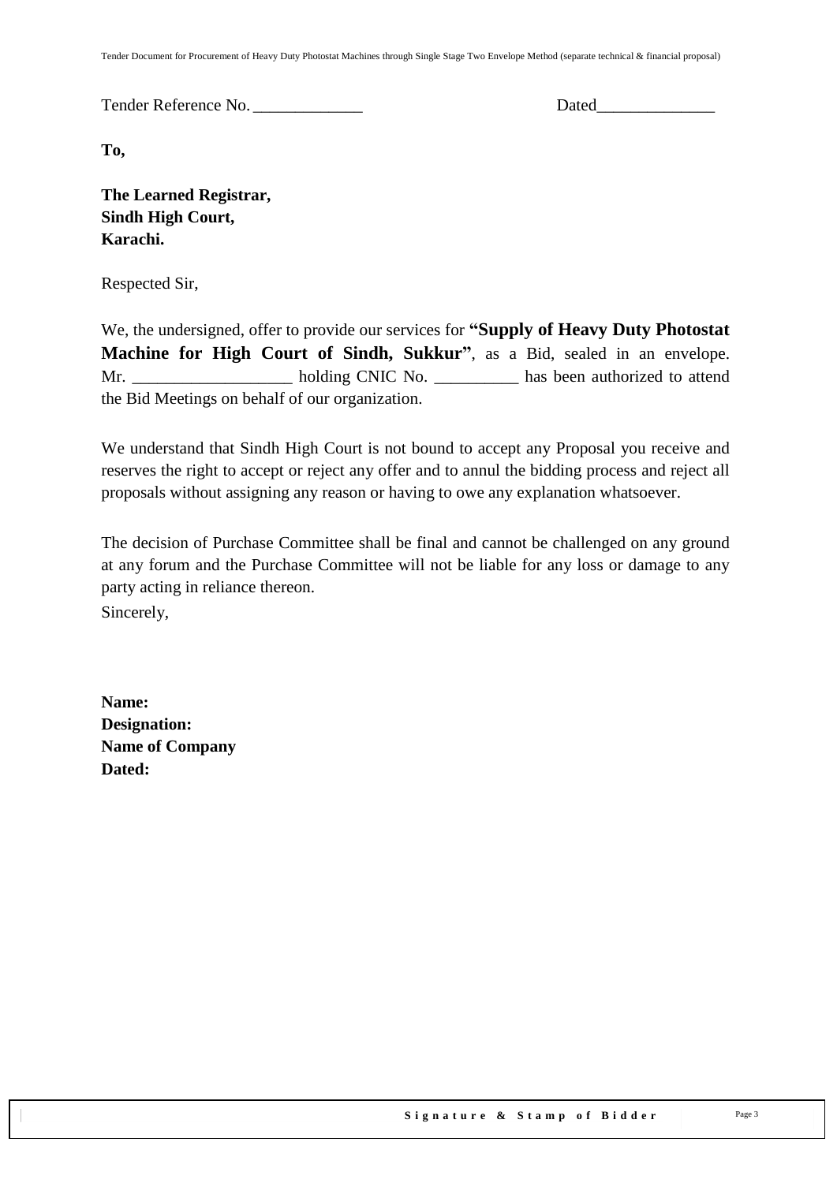Tender Reference No. _____________ Dated______________

**To,**

**The Learned Registrar,**
**Sindh High Court,**
**Karachi.**

Respected Sir,

We, the undersigned, offer to provide our services for **"Supply of Heavy Duty Photostat Machine for High Court of Sindh, Sukkur"**, as a Bid, sealed in an envelope. Mr. ___________________ holding CNIC No. __________ has been authorized to attend the Bid Meetings on behalf of our organization.

We understand that Sindh High Court is not bound to accept any Proposal you receive and reserves the right to accept or reject any offer and to annul the bidding process and reject all proposals without assigning any reason or having to owe any explanation whatsoever.

The decision of Purchase Committee shall be final and cannot be challenged on any ground at any forum and the Purchase Committee will not be liable for any loss or damage to any party acting in reliance thereon.

Sincerely,

**Name:**
**Designation:**
**Name of Company**
**Dated:**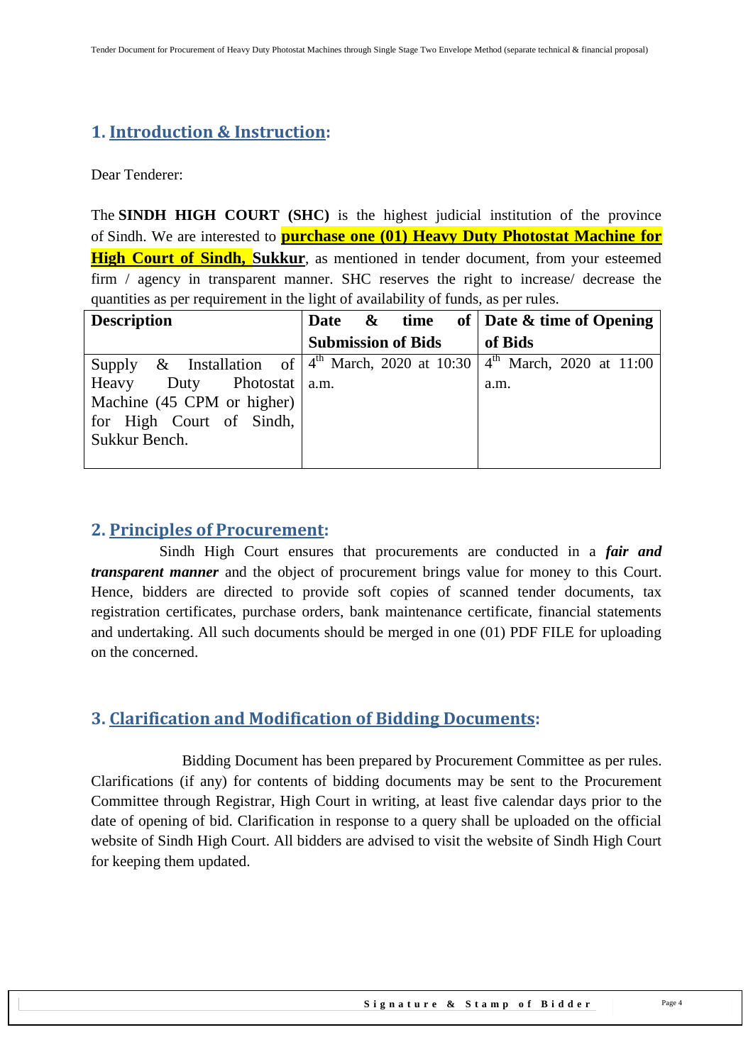## 1. Introduction & Instruction:

Dear Tenderer:

The **SINDH HIGH COURT (SHC)** is the highest judicial institution of the province of Sindh. We are interested to **purchase one (01) Heavy Duty Photostat Machine for High Court of Sindh, Sukkur**, as mentioned in tender document, from your esteemed firm / agency in transparent manner. SHC reserves the right to increase/ decrease the quantities as per requirement in the light of availability of funds, as per rules.

| **Description** | **Date & time of Submission of Bids** | **Date & time of Opening of Bids** |
|---|---|---|
| Supply & Installation of Heavy Duty Photostat Machine (45 CPM or higher) for High Court of Sindh, Sukkur Bench. | 4th March, 2020 at 10:30 a.m. | 4th March, 2020 at 11:00 a.m. |

## 2. Principles of Procurement:

Sindh High Court ensures that procurements are conducted in a ***fair and transparent manner*** and the object of procurement brings value for money to this Court. Hence, bidders are directed to provide soft copies of scanned tender documents, tax registration certificates, purchase orders, bank maintenance certificate, financial statements and undertaking. All such documents should be merged in one (01) PDF FILE for uploading on the concerned.

## 3. Clarification and Modification of Bidding Documents:

Bidding Document has been prepared by Procurement Committee as per rules. Clarifications (if any) for contents of bidding documents may be sent to the Procurement Committee through Registrar, High Court in writing, at least five calendar days prior to the date of opening of bid. Clarification in response to a query shall be uploaded on the official website of Sindh High Court. All bidders are advised to visit the website of Sindh High Court for keeping them updated.

Signature & Stamp of Bidder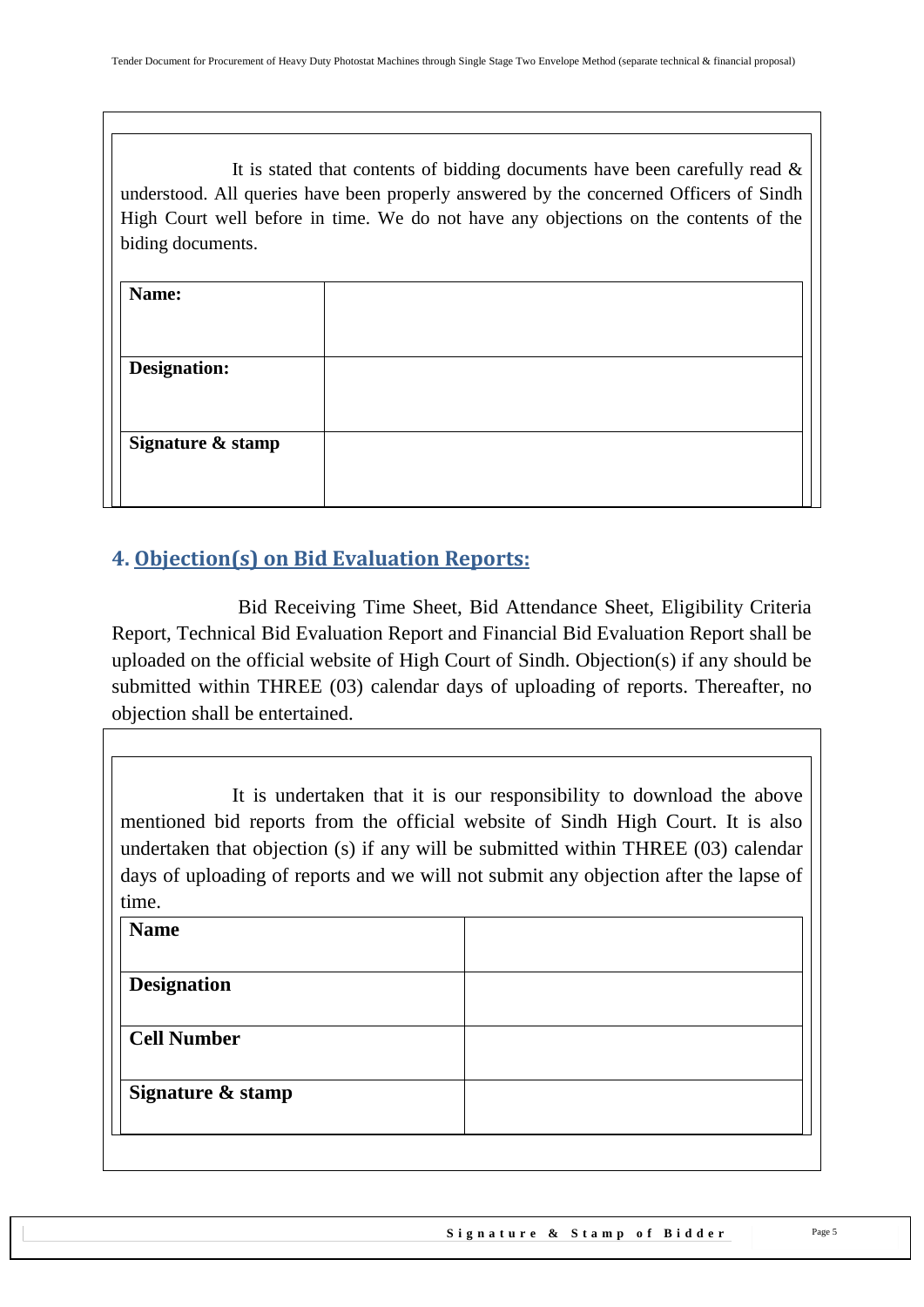It is stated that contents of bidding documents have been carefully read & understood. All queries have been properly answered by the concerned Officers of Sindh High Court well before in time. We do not have any objections on the contents of the biding documents.

| **Name:** | |
|---|---|
| **Designation:** | |
| **Signature & stamp** | |

## 4. Objection(s) on Bid Evaluation Reports:

Bid Receiving Time Sheet, Bid Attendance Sheet, Eligibility Criteria Report, Technical Bid Evaluation Report and Financial Bid Evaluation Report shall be uploaded on the official website of High Court of Sindh. Objection(s) if any should be submitted within THREE (03) calendar days of uploading of reports. Thereafter, no objection shall be entertained.

It is undertaken that it is our responsibility to download the above mentioned bid reports from the official website of Sindh High Court. It is also undertaken that objection (s) if any will be submitted within THREE (03) calendar days of uploading of reports and we will not submit any objection after the lapse of time.

| **Name** | |
|---|---|
| **Designation** | |
| **Cell Number** | |
| **Signature & stamp** | |

**Signature & Stamp of Bidder**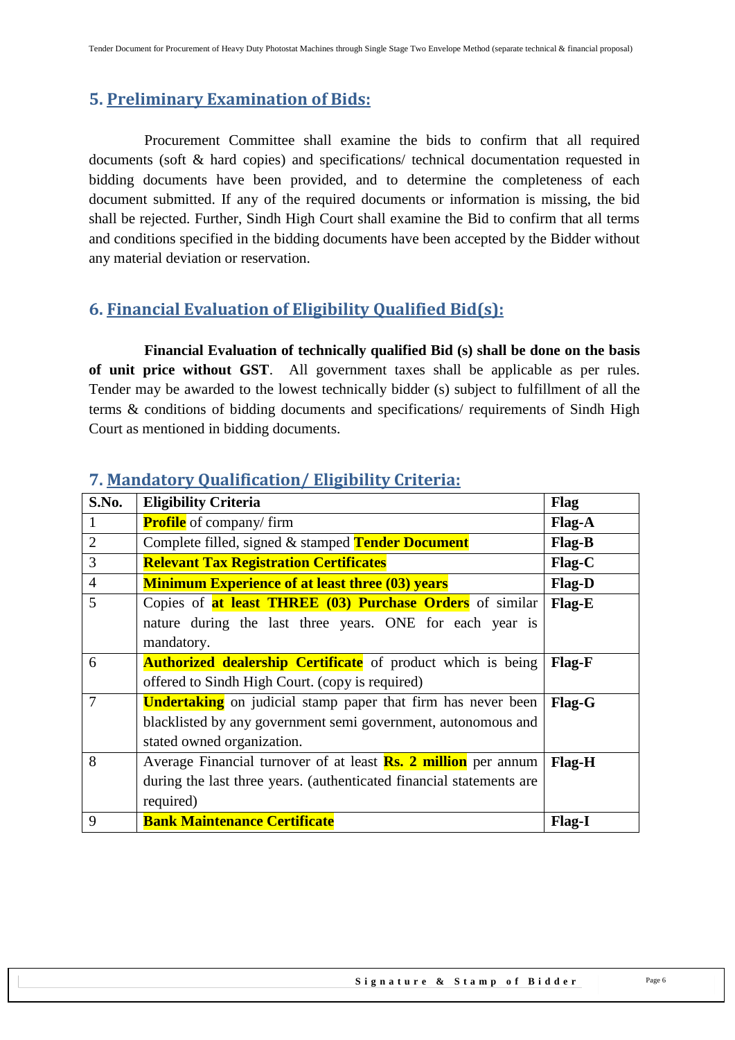## 5. Preliminary Examination of Bids:

Procurement Committee shall examine the bids to confirm that all required documents (soft & hard copies) and specifications/ technical documentation requested in bidding documents have been provided, and to determine the completeness of each document submitted. If any of the required documents or information is missing, the bid shall be rejected. Further, Sindh High Court shall examine the Bid to confirm that all terms and conditions specified in the bidding documents have been accepted by the Bidder without any material deviation or reservation.

## 6. Financial Evaluation of Eligibility Qualified Bid(s):

**Financial Evaluation of technically qualified Bid (s) shall be done on the basis of unit price without GST**. All government taxes shall be applicable as per rules. Tender may be awarded to the lowest technically bidder (s) subject to fulfillment of all the terms & conditions of bidding documents and specifications/ requirements of Sindh High Court as mentioned in bidding documents.

## 7. Mandatory Qualification/ Eligibility Criteria:

| S.No. | Eligibility Criteria | Flag |
|---|---|---|
| 1 | **Profile** of company/ firm | **Flag-A** |
| 2 | Complete filled, signed & stamped **Tender Document** | **Flag-B** |
| 3 | **Relevant Tax Registration Certificates** | **Flag-C** |
| 4 | **Minimum Experience of at least three (03) years** | **Flag-D** |
| 5 | Copies of **at least THREE (03) Purchase Orders** of similar nature during the last three years. ONE for each year is mandatory. | **Flag-E** |
| 6 | **Authorized dealership Certificate** of product which is being offered to Sindh High Court. (copy is required) | **Flag-F** |
| 7 | **Undertaking** on judicial stamp paper that firm has never been blacklisted by any government semi government, autonomous and stated owned organization. | **Flag-G** |
| 8 | Average Financial turnover of at least **Rs. 2 million** per annum during the last three years. (authenticated financial statements are required) | **Flag-H** |
| 9 | **Bank Maintenance Certificate** | **Flag-I** |

**Signature & Stamp of Bidder**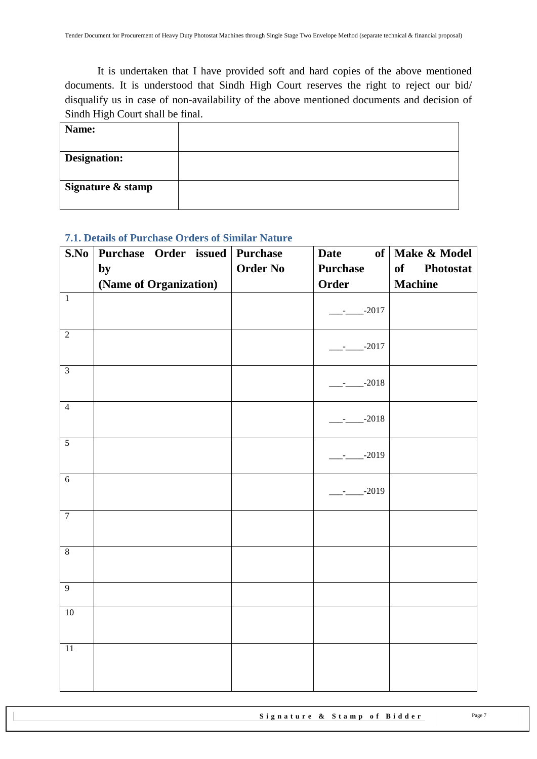It is undertaken that I have provided soft and hard copies of the above mentioned documents. It is understood that Sindh High Court reserves the right to reject our bid/ disqualify us in case of non-availability of the above mentioned documents and decision of Sindh High Court shall be final.

| **Name:** | |
|---|---|
| **Designation:** | |
| **Signature & stamp** | |

### 7.1. Details of Purchase Orders of Similar Nature

| S.No | Purchase Order issued by (Name of Organization) | Purchase Order No | Date of Purchase Order | Make & Model of Photostat Machine |
|---|---|---|---|---|
| 1 | | | ___-____-2017 | |
| 2 | | | ___-____-2017 | |
| 3 | | | ___-____-2018 | |
| 4 | | | ___-____-2018 | |
| 5 | | | ___-____-2019 | |
| 6 | | | ___-____-2019 | |
| 7 | | | | |
| 8 | | | | |
| 9 | | | | |
| 10 | | | | |
| 11 | | | | |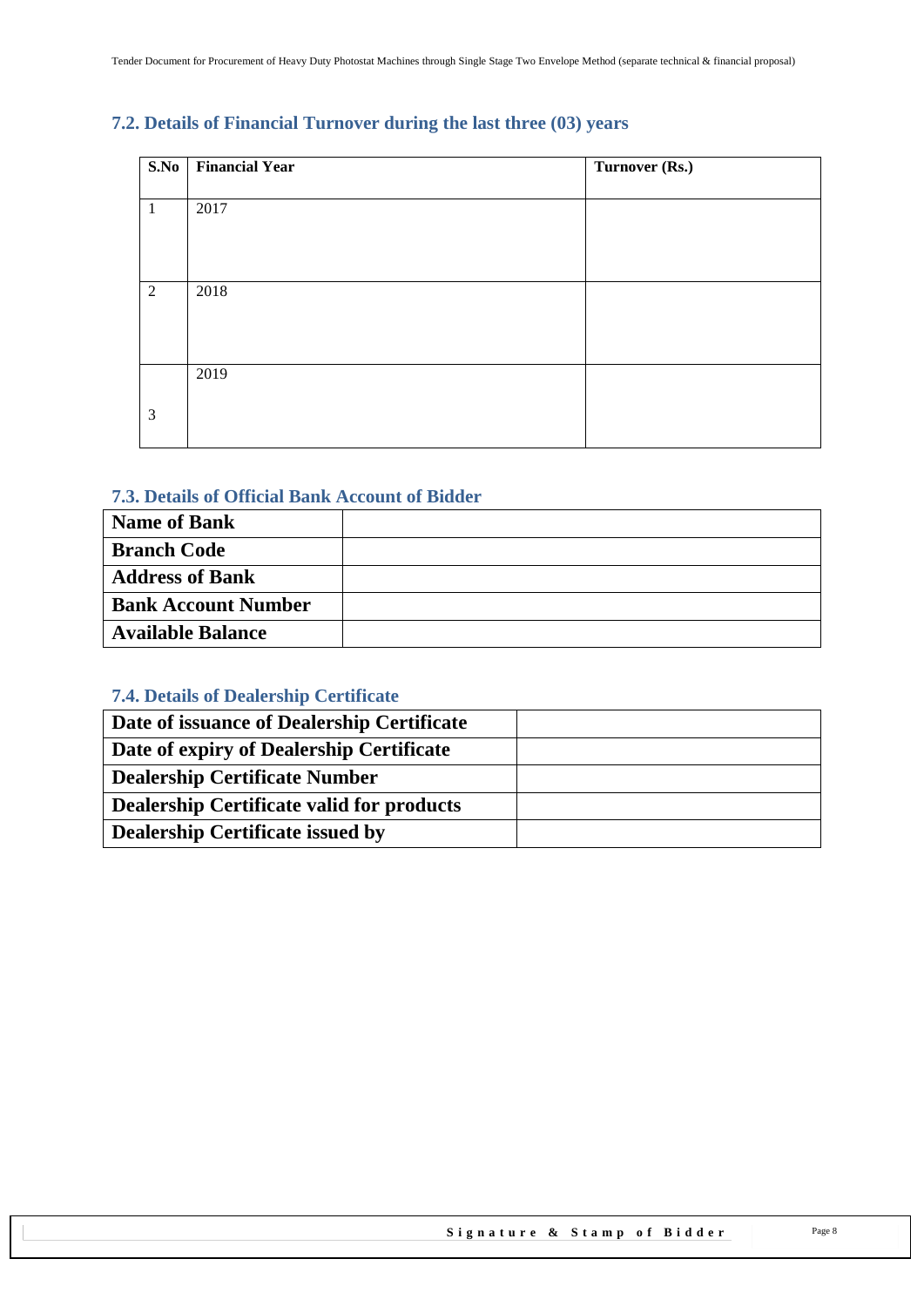## 7.2. Details of Financial Turnover during the last three (03) years

| S.No | Financial Year | Turnover (Rs.) |
|---|---|---|
| 1 | 2017 | |
| 2 | 2018 | |
| 3 | 2019 | |

## 7.3. Details of Official Bank Account of Bidder

| Name of Bank | |
|---|---|
| Branch Code | |
| Address of Bank | |
| Bank Account Number | |
| Available Balance | |

## 7.4. Details of Dealership Certificate

| Date of issuance of Dealership Certificate | |
|---|---|
| Date of expiry of Dealership Certificate | |
| Dealership Certificate Number | |
| Dealership Certificate valid for products | |
| Dealership Certificate issued by | |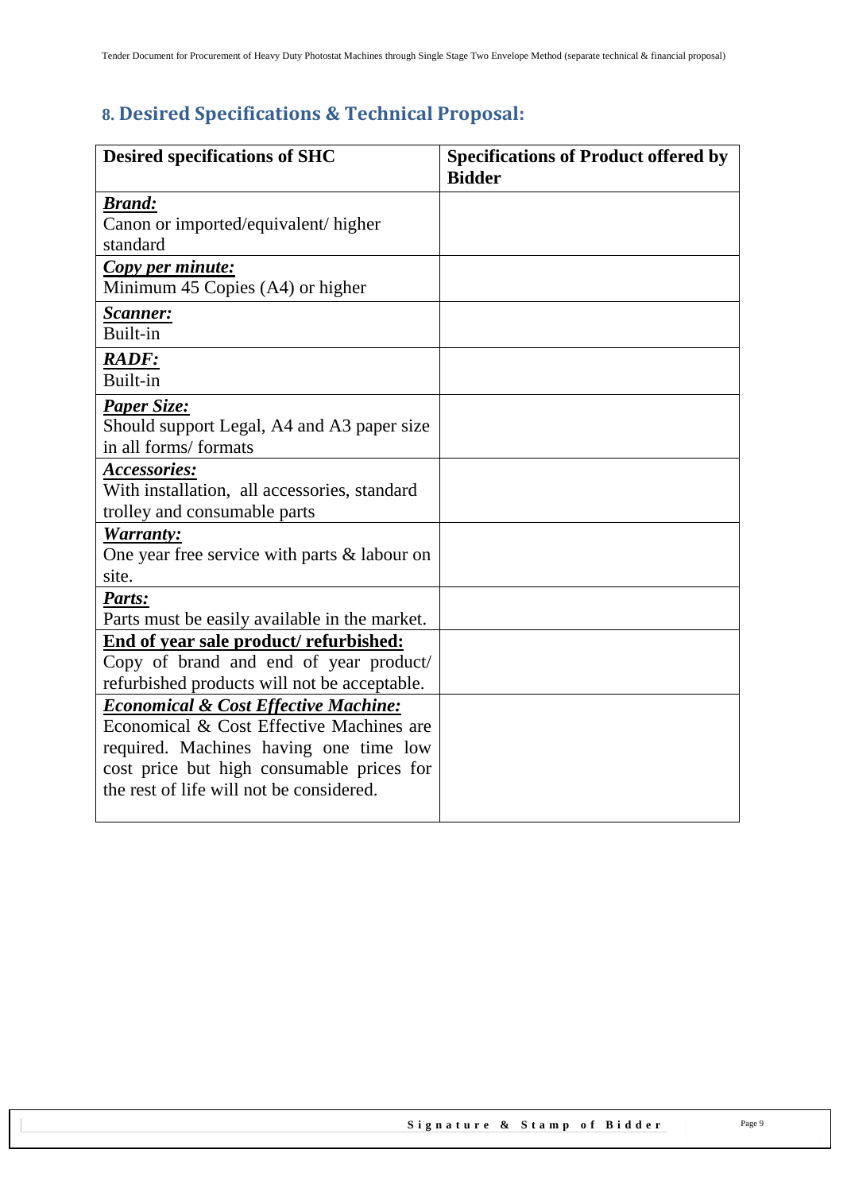## 8. Desired Specifications & Technical Proposal:

| Desired specifications of SHC | Specifications of Product offered by Bidder |
|---|---|
| ***Brand:*** Canon or imported/equivalent/ higher standard | |
| ***Copy per minute:*** Minimum 45 Copies (A4) or higher | |
| ***Scanner:*** Built-in | |
| ***RADF:*** Built-in | |
| ***Paper Size:*** Should support Legal, A4 and A3 paper size in all forms/ formats | |
| ***Accessories:*** With installation, all accessories, standard trolley and consumable parts | |
| ***Warranty:*** One year free service with parts & labour on site. | |
| ***Parts:*** Parts must be easily available in the market. | |
| **End of year sale product/ refurbished:** Copy of brand and end of year product/ refurbished products will not be acceptable. | |
| ***Economical & Cost Effective Machine:*** Economical & Cost Effective Machines are required. Machines having one time low cost price but high consumable prices for the rest of life will not be considered. | |

**Signature & Stamp of Bidder**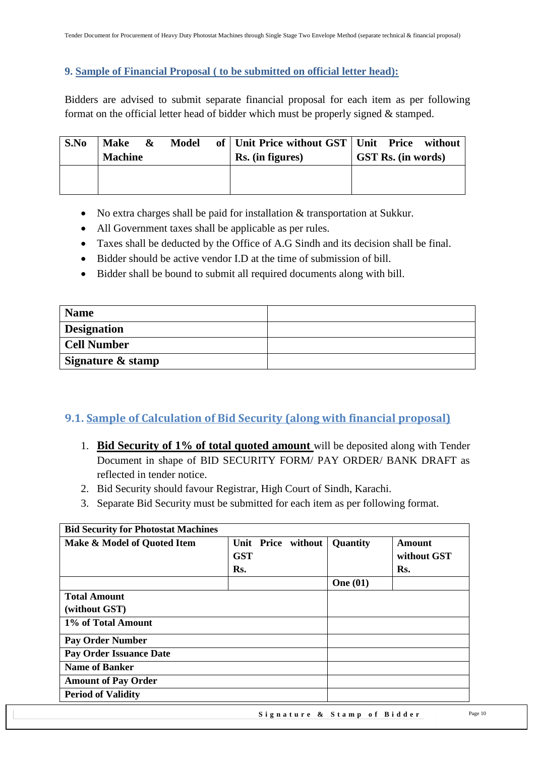## 9. Sample of Financial Proposal ( to be submitted on official letter head):

Bidders are advised to submit separate financial proposal for each item as per following format on the official letter head of bidder which must be properly signed & stamped.

| S.No | Make & Model of Machine | Unit Price without GST Rs. (in figures) | Unit Price without GST Rs. (in words) |
|---|---|---|---|
| | | | |

- No extra charges shall be paid for installation & transportation at Sukkur.
- All Government taxes shall be applicable as per rules.
- Taxes shall be deducted by the Office of A.G Sindh and its decision shall be final.
- Bidder should be active vendor I.D at the time of submission of bill.
- Bidder shall be bound to submit all required documents along with bill.

| | |
|---|---|
| **Name** | |
| **Designation** | |
| **Cell Number** | |
| **Signature & stamp** | |

## 9.1. Sample of Calculation of Bid Security (along with financial proposal)

1. **Bid Security of 1% of total quoted amount** will be deposited along with Tender Document in shape of BID SECURITY FORM/ PAY ORDER/ BANK DRAFT as reflected in tender notice.
2. Bid Security should favour Registrar, High Court of Sindh, Karachi.
3. Separate Bid Security must be submitted for each item as per following format.

| **Bid Security for Photostat Machines** | | | |
|---|---|---|---|
| **Make & Model of Quoted Item** | **Unit Price without GST Rs.** | **Quantity** | **Amount without GST Rs.** |
| | | **One (01)** | |
| **Total Amount (without GST)** | | | |
| **1% of Total Amount** | | | |
| **Pay Order Number** | | | |
| **Pay Order Issuance Date** | | | |
| **Name of Banker** | | | |
| **Amount of Pay Order** | | | |
| **Period of Validity** | | | |

**Signature & Stamp of Bidder**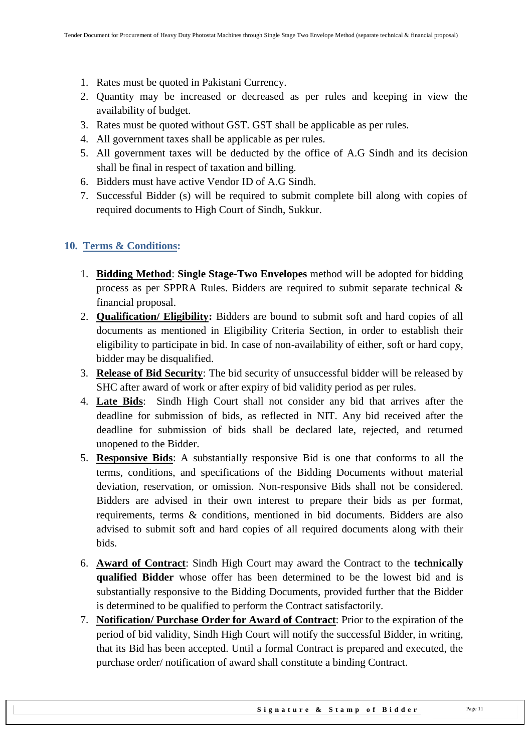1. Rates must be quoted in Pakistani Currency.
2. Quantity may be increased or decreased as per rules and keeping in view the availability of budget.
3. Rates must be quoted without GST. GST shall be applicable as per rules.
4. All government taxes shall be applicable as per rules.
5. All government taxes will be deducted by the office of A.G Sindh and its decision shall be final in respect of taxation and billing.
6. Bidders must have active Vendor ID of A.G Sindh.
7. Successful Bidder (s) will be required to submit complete bill along with copies of required documents to High Court of Sindh, Sukkur.

## 10. Terms & Conditions:

1. **Bidding Method**: **Single Stage-Two Envelopes** method will be adopted for bidding process as per SPPRA Rules. Bidders are required to submit separate technical & financial proposal.
2. **Qualification/ Eligibility:** Bidders are bound to submit soft and hard copies of all documents as mentioned in Eligibility Criteria Section, in order to establish their eligibility to participate in bid. In case of non-availability of either, soft or hard copy, bidder may be disqualified.
3. **Release of Bid Security**: The bid security of unsuccessful bidder will be released by SHC after award of work or after expiry of bid validity period as per rules.
4. **Late Bids**: Sindh High Court shall not consider any bid that arrives after the deadline for submission of bids, as reflected in NIT. Any bid received after the deadline for submission of bids shall be declared late, rejected, and returned unopened to the Bidder.
5. **Responsive Bids**: A substantially responsive Bid is one that conforms to all the terms, conditions, and specifications of the Bidding Documents without material deviation, reservation, or omission. Non-responsive Bids shall not be considered. Bidders are advised in their own interest to prepare their bids as per format, requirements, terms & conditions, mentioned in bid documents. Bidders are also advised to submit soft and hard copies of all required documents along with their bids.
6. **Award of Contract**: Sindh High Court may award the Contract to the **technically qualified Bidder** whose offer has been determined to be the lowest bid and is substantially responsive to the Bidding Documents, provided further that the Bidder is determined to be qualified to perform the Contract satisfactorily.
7. **Notification/ Purchase Order for Award of Contract**: Prior to the expiration of the period of bid validity, Sindh High Court will notify the successful Bidder, in writing, that its Bid has been accepted. Until a formal Contract is prepared and executed, the purchase order/ notification of award shall constitute a binding Contract.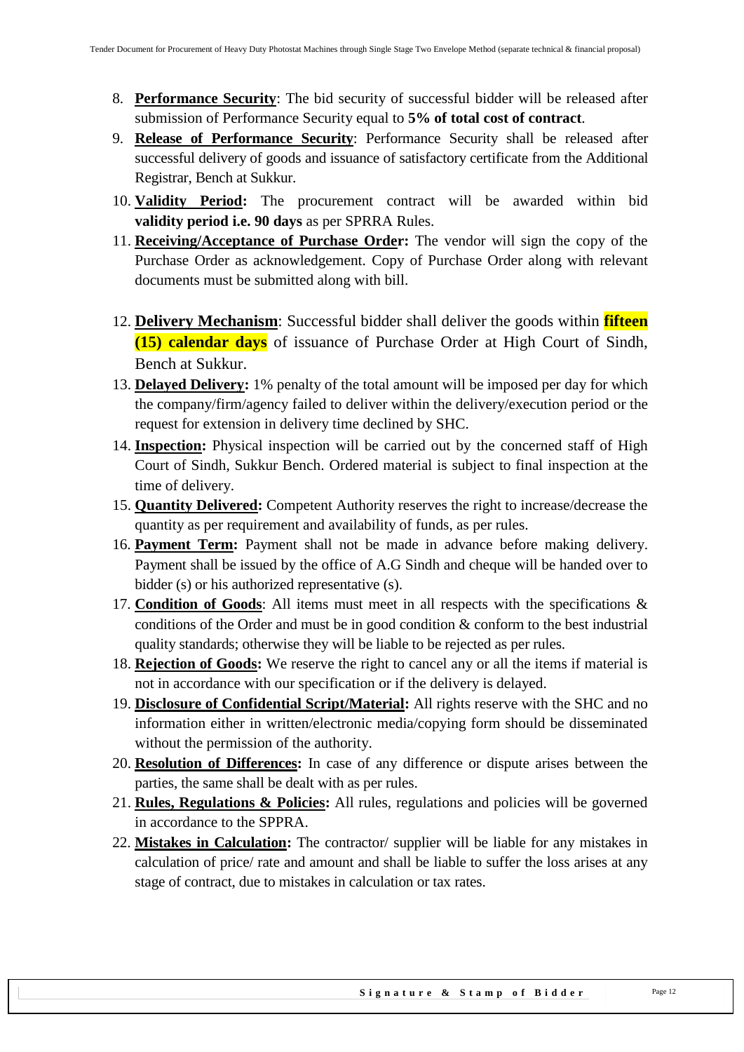8. **Performance Security**: The bid security of successful bidder will be released after submission of Performance Security equal to **5% of total cost of contract**.
9. **Release of Performance Security**: Performance Security shall be released after successful delivery of goods and issuance of satisfactory certificate from the Additional Registrar, Bench at Sukkur.
10. **Validity Period:** The procurement contract will be awarded within bid **validity period i.e. 90 days** as per SPRRA Rules.
11. **Receiving/Acceptance of Purchase Order:** The vendor will sign the copy of the Purchase Order as acknowledgement. Copy of Purchase Order along with relevant documents must be submitted along with bill.
12. **Delivery Mechanism**: Successful bidder shall deliver the goods within **fifteen (15) calendar days** of issuance of Purchase Order at High Court of Sindh, Bench at Sukkur.
13. **Delayed Delivery:** 1% penalty of the total amount will be imposed per day for which the company/firm/agency failed to deliver within the delivery/execution period or the request for extension in delivery time declined by SHC.
14. **Inspection:** Physical inspection will be carried out by the concerned staff of High Court of Sindh, Sukkur Bench. Ordered material is subject to final inspection at the time of delivery.
15. **Quantity Delivered:** Competent Authority reserves the right to increase/decrease the quantity as per requirement and availability of funds, as per rules.
16. **Payment Term:** Payment shall not be made in advance before making delivery. Payment shall be issued by the office of A.G Sindh and cheque will be handed over to bidder (s) or his authorized representative (s).
17. **Condition of Goods**: All items must meet in all respects with the specifications & conditions of the Order and must be in good condition & conform to the best industrial quality standards; otherwise they will be liable to be rejected as per rules.
18. **Rejection of Goods:** We reserve the right to cancel any or all the items if material is not in accordance with our specification or if the delivery is delayed.
19. **Disclosure of Confidential Script/Material:** All rights reserve with the SHC and no information either in written/electronic media/copying form should be disseminated without the permission of the authority.
20. **Resolution of Differences:** In case of any difference or dispute arises between the parties, the same shall be dealt with as per rules.
21. **Rules, Regulations & Policies:** All rules, regulations and policies will be governed in accordance to the SPPRA.
22. **Mistakes in Calculation:** The contractor/ supplier will be liable for any mistakes in calculation of price/ rate and amount and shall be liable to suffer the loss arises at any stage of contract, due to mistakes in calculation or tax rates.

**Signature & Stamp of Bidder**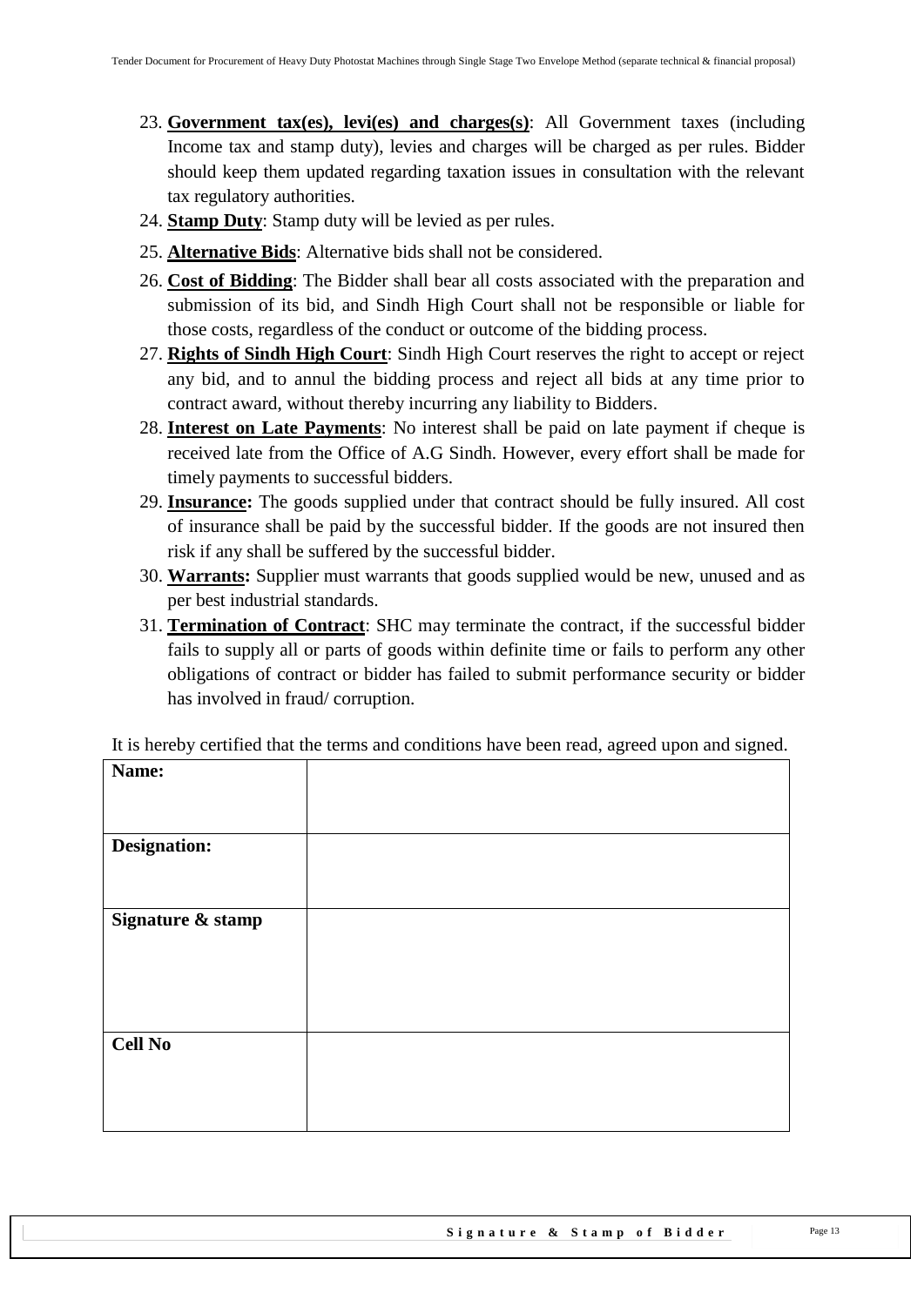23. **Government tax(es), levi(es) and charges(s)**: All Government taxes (including Income tax and stamp duty), levies and charges will be charged as per rules. Bidder should keep them updated regarding taxation issues in consultation with the relevant tax regulatory authorities.
24. **Stamp Duty**: Stamp duty will be levied as per rules.
25. **Alternative Bids**: Alternative bids shall not be considered.
26. **Cost of Bidding**: The Bidder shall bear all costs associated with the preparation and submission of its bid, and Sindh High Court shall not be responsible or liable for those costs, regardless of the conduct or outcome of the bidding process.
27. **Rights of Sindh High Court**: Sindh High Court reserves the right to accept or reject any bid, and to annul the bidding process and reject all bids at any time prior to contract award, without thereby incurring any liability to Bidders.
28. **Interest on Late Payments**: No interest shall be paid on late payment if cheque is received late from the Office of A.G Sindh. However, every effort shall be made for timely payments to successful bidders.
29. **Insurance:** The goods supplied under that contract should be fully insured. All cost of insurance shall be paid by the successful bidder. If the goods are not insured then risk if any shall be suffered by the successful bidder.
30. **Warrants:** Supplier must warrants that goods supplied would be new, unused and as per best industrial standards.
31. **Termination of Contract**: SHC may terminate the contract, if the successful bidder fails to supply all or parts of goods within definite time or fails to perform any other obligations of contract or bidder has failed to submit performance security or bidder has involved in fraud/ corruption.

It is hereby certified that the terms and conditions have been read, agreed upon and signed.

| **Name:** | |
|---|---|
| **Designation:** | |
| **Signature & stamp** | |
| **Cell No** | |

Signature & Stamp of Bidder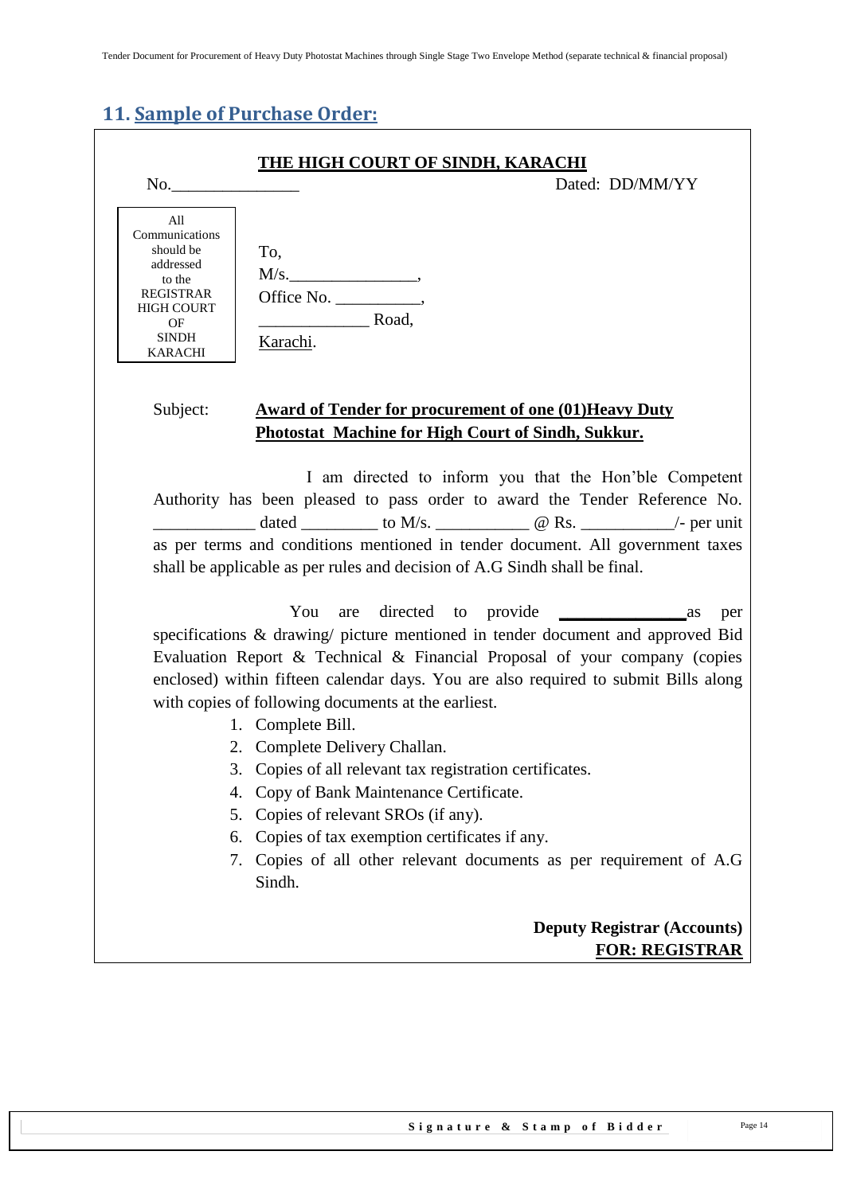## 11. Sample of Purchase Order:

**THE HIGH COURT OF SINDH, KARACHI**

No.\_\_\_\_\_\_\_\_\_\_\_\_\_\_\_ Dated: DD/MM/YY

| All Communications should be addressed to the REGISTRAR HIGH COURT OF SINDH KARACHI |
|---|

To,
M/s.\_\_\_\_\_\_\_\_\_\_\_\_\_\_\_,
Office No. \_\_\_\_\_\_\_\_\_\_,
\_\_\_\_\_\_\_\_\_\_\_\_\_ Road,
Karachi.

Subject: **Award of Tender for procurement of one (01)Heavy Duty Photostat Machine for High Court of Sindh, Sukkur.**

I am directed to inform you that the Hon'ble Competent Authority has been pleased to pass order to award the Tender Reference No. \_\_\_\_\_\_\_\_\_\_\_\_ dated \_\_\_\_\_\_\_\_\_ to M/s. \_\_\_\_\_\_\_\_\_\_\_ @ Rs. \_\_\_\_\_\_\_\_\_\_\_/- per unit as per terms and conditions mentioned in tender document. All government taxes shall be applicable as per rules and decision of A.G Sindh shall be final.

You are directed to provide \_\_\_\_\_\_\_\_\_\_\_\_\_\_\_ as per specifications & drawing/ picture mentioned in tender document and approved Bid Evaluation Report & Technical & Financial Proposal of your company (copies enclosed) within fifteen calendar days. You are also required to submit Bills along with copies of following documents at the earliest.

1. Complete Bill.
2. Complete Delivery Challan.
3. Copies of all relevant tax registration certificates.
4. Copy of Bank Maintenance Certificate.
5. Copies of relevant SROs (if any).
6. Copies of tax exemption certificates if any.
7. Copies of all other relevant documents as per requirement of A.G Sindh.

**Deputy Registrar (Accounts)**
**FOR: REGISTRAR**

Signature & Stamp of Bidder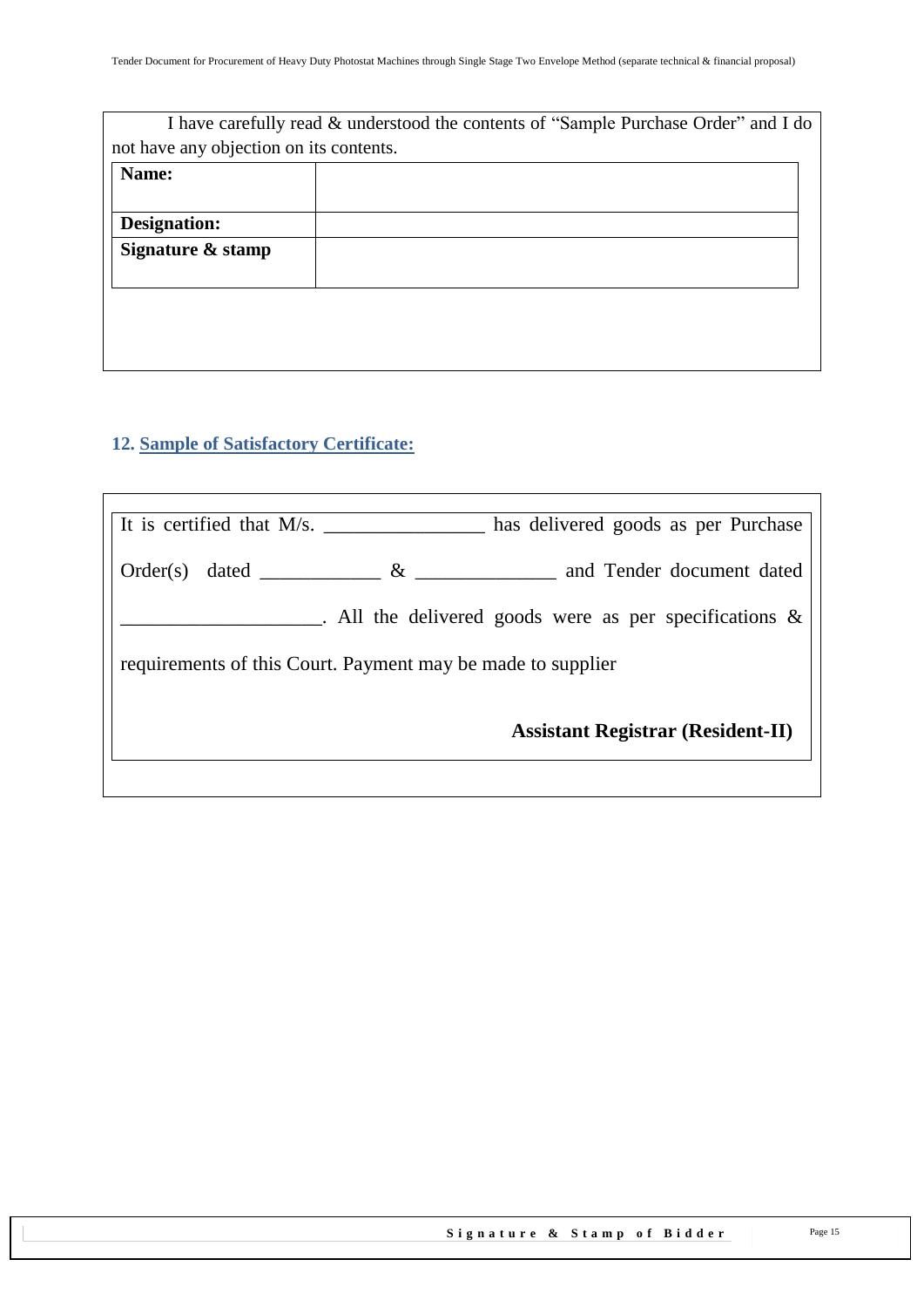I have carefully read & understood the contents of "Sample Purchase Order" and I do not have any objection on its contents.

| **Name:** | |
|---|---|
| **Designation:** | |
| **Signature & stamp** | |

## 12. Sample of Satisfactory Certificate:

It is certified that M/s. ________________ has delivered goods as per Purchase Order(s) dated ____________ & ______________ and Tender document dated ____________________. All the delivered goods were as per specifications & requirements of this Court. Payment may be made to supplier

**Assistant Registrar (Resident-II)**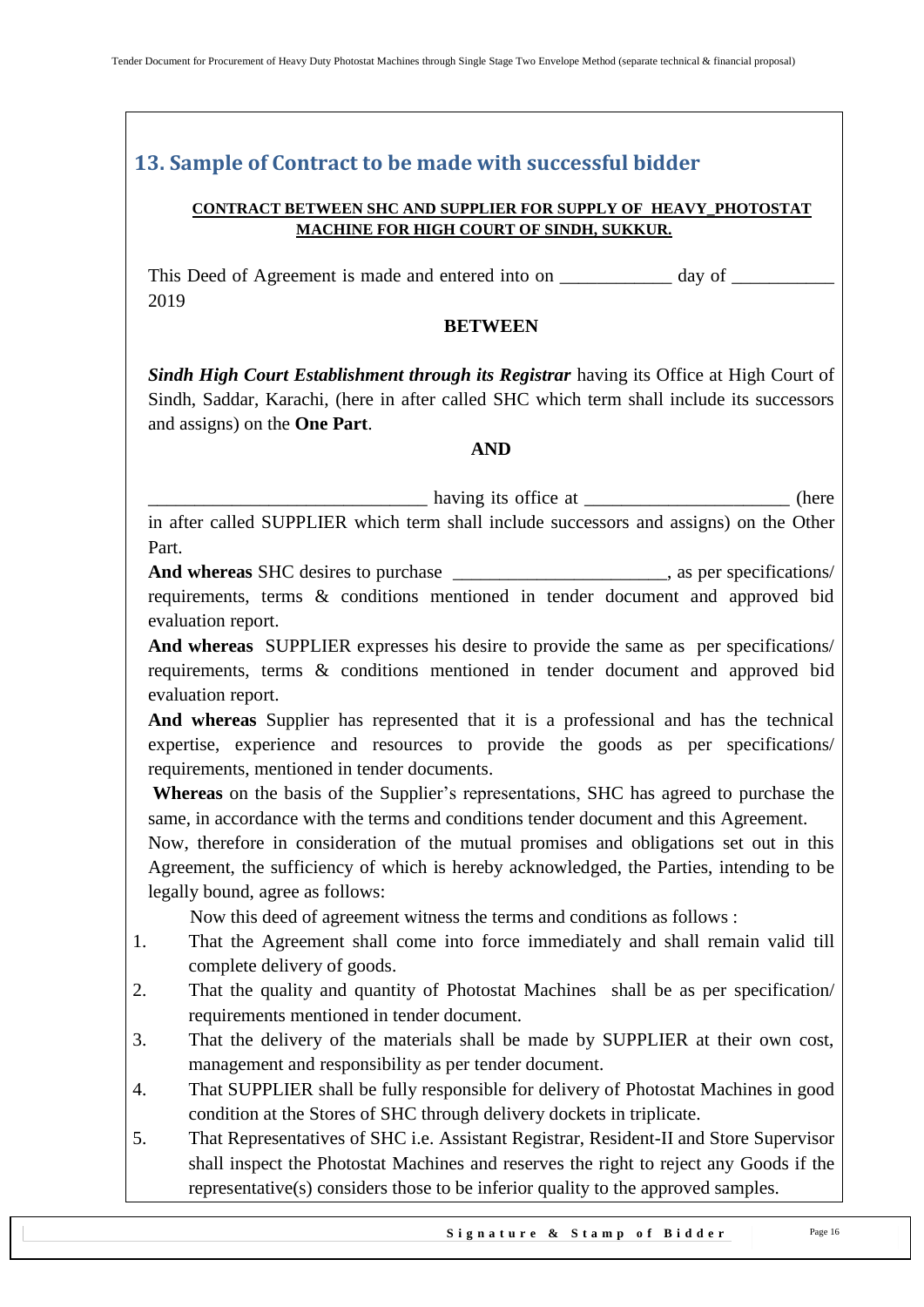## 13. Sample of Contract to be made with successful bidder

**CONTRACT BETWEEN SHC AND SUPPLIER FOR SUPPLY OF HEAVY_PHOTOSTAT MACHINE FOR HIGH COURT OF SINDH, SUKKUR.**

This Deed of Agreement is made and entered into on ____________ day of ___________ 2019

**BETWEEN**

***Sindh High Court Establishment through its Registrar*** having its Office at High Court of Sindh, Saddar, Karachi, (here in after called SHC which term shall include its successors and assigns) on the **One Part**.

**AND**

______________________________ having its office at ______________________ (here in after called SUPPLIER which term shall include successors and assigns) on the Other Part.

**And whereas** SHC desires to purchase _______________________, as per specifications/ requirements, terms & conditions mentioned in tender document and approved bid evaluation report.

**And whereas** SUPPLIER expresses his desire to provide the same as per specifications/ requirements, terms & conditions mentioned in tender document and approved bid evaluation report.

**And whereas** Supplier has represented that it is a professional and has the technical expertise, experience and resources to provide the goods as per specifications/ requirements, mentioned in tender documents.

**Whereas** on the basis of the Supplier's representations, SHC has agreed to purchase the same, in accordance with the terms and conditions tender document and this Agreement.

Now, therefore in consideration of the mutual promises and obligations set out in this Agreement, the sufficiency of which is hereby acknowledged, the Parties, intending to be legally bound, agree as follows:

Now this deed of agreement witness the terms and conditions as follows :

1. That the Agreement shall come into force immediately and shall remain valid till complete delivery of goods.
2. That the quality and quantity of Photostat Machines shall be as per specification/ requirements mentioned in tender document.
3. That the delivery of the materials shall be made by SUPPLIER at their own cost, management and responsibility as per tender document.
4. That SUPPLIER shall be fully responsible for delivery of Photostat Machines in good condition at the Stores of SHC through delivery dockets in triplicate.
5. That Representatives of SHC i.e. Assistant Registrar, Resident-II and Store Supervisor shall inspect the Photostat Machines and reserves the right to reject any Goods if the representative(s) considers those to be inferior quality to the approved samples.

**Signature & Stamp of Bidder**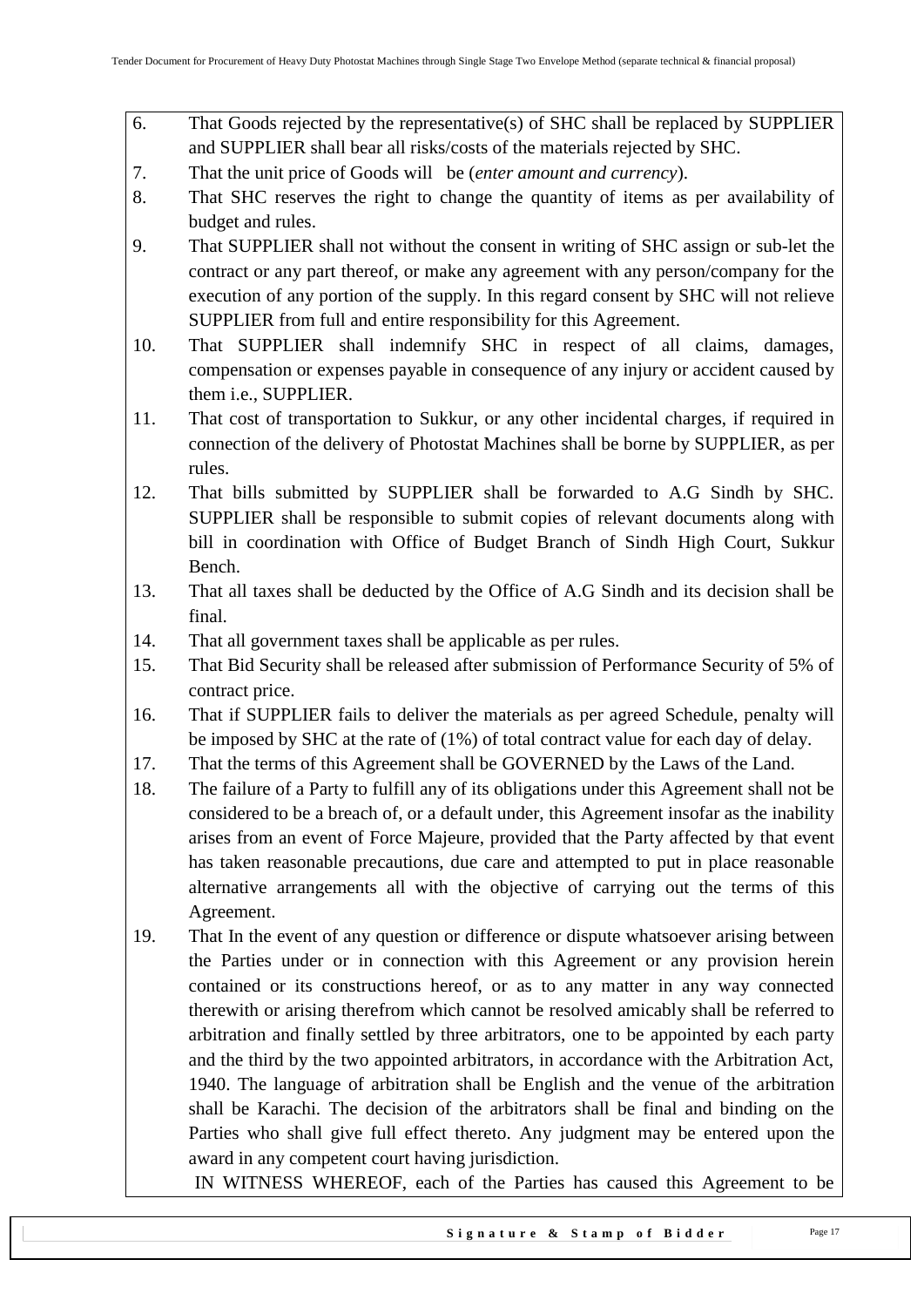6. That Goods rejected by the representative(s) of SHC shall be replaced by SUPPLIER and SUPPLIER shall bear all risks/costs of the materials rejected by SHC.
7. That the unit price of Goods will be (*enter amount and currency*).
8. That SHC reserves the right to change the quantity of items as per availability of budget and rules.
9. That SUPPLIER shall not without the consent in writing of SHC assign or sub-let the contract or any part thereof, or make any agreement with any person/company for the execution of any portion of the supply. In this regard consent by SHC will not relieve SUPPLIER from full and entire responsibility for this Agreement.
10. That SUPPLIER shall indemnify SHC in respect of all claims, damages, compensation or expenses payable in consequence of any injury or accident caused by them i.e., SUPPLIER.
11. That cost of transportation to Sukkur, or any other incidental charges, if required in connection of the delivery of Photostat Machines shall be borne by SUPPLIER, as per rules.
12. That bills submitted by SUPPLIER shall be forwarded to A.G Sindh by SHC. SUPPLIER shall be responsible to submit copies of relevant documents along with bill in coordination with Office of Budget Branch of Sindh High Court, Sukkur Bench.
13. That all taxes shall be deducted by the Office of A.G Sindh and its decision shall be final.
14. That all government taxes shall be applicable as per rules.
15. That Bid Security shall be released after submission of Performance Security of 5% of contract price.
16. That if SUPPLIER fails to deliver the materials as per agreed Schedule, penalty will be imposed by SHC at the rate of (1%) of total contract value for each day of delay.
17. That the terms of this Agreement shall be GOVERNED by the Laws of the Land.
18. The failure of a Party to fulfill any of its obligations under this Agreement shall not be considered to be a breach of, or a default under, this Agreement insofar as the inability arises from an event of Force Majeure, provided that the Party affected by that event has taken reasonable precautions, due care and attempted to put in place reasonable alternative arrangements all with the objective of carrying out the terms of this Agreement.
19. That In the event of any question or difference or dispute whatsoever arising between the Parties under or in connection with this Agreement or any provision herein contained or its constructions hereof, or as to any matter in any way connected therewith or arising therefrom which cannot be resolved amicably shall be referred to arbitration and finally settled by three arbitrators, one to be appointed by each party and the third by the two appointed arbitrators, in accordance with the Arbitration Act, 1940. The language of arbitration shall be English and the venue of the arbitration shall be Karachi. The decision of the arbitrators shall be final and binding on the Parties who shall give full effect thereto. Any judgment may be entered upon the award in any competent court having jurisdiction.

IN WITNESS WHEREOF, each of the Parties has caused this Agreement to be

**Signature & Stamp of Bidder**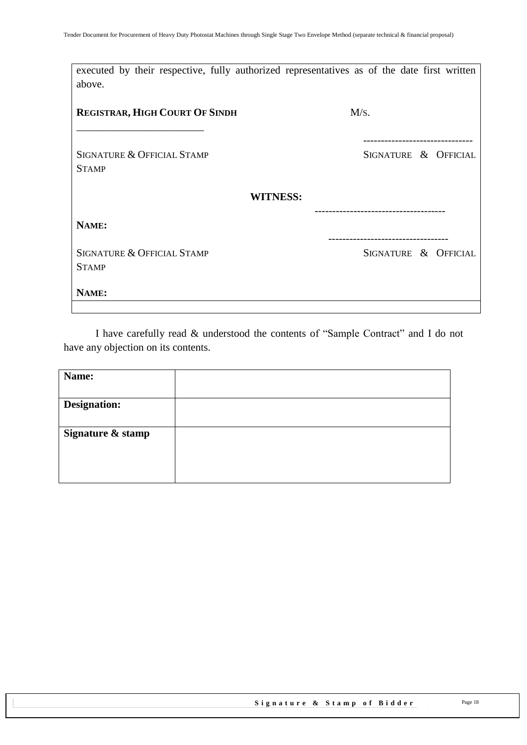executed by their respective, fully authorized representatives as of the date first written above.

| **REGISTRAR, HIGH COURT OF SINDH** | M/S. |
|---|---|
| _________________________ | ------------------------------- |
| SIGNATURE & OFFICIAL STAMP | SIGNATURE & OFFICIAL STAMP |

**WITNESS:**

| **NAME:** | ------------------------------------- |
|---|---|
| | ---------------------------------- |
| SIGNATURE & OFFICIAL STAMP | SIGNATURE & OFFICIAL STAMP |
| **NAME:** | |

I have carefully read & understood the contents of "Sample Contract" and I do not have any objection on its contents.

| **Name:** | |
|---|---|
| **Designation:** | |
| **Signature & stamp** | |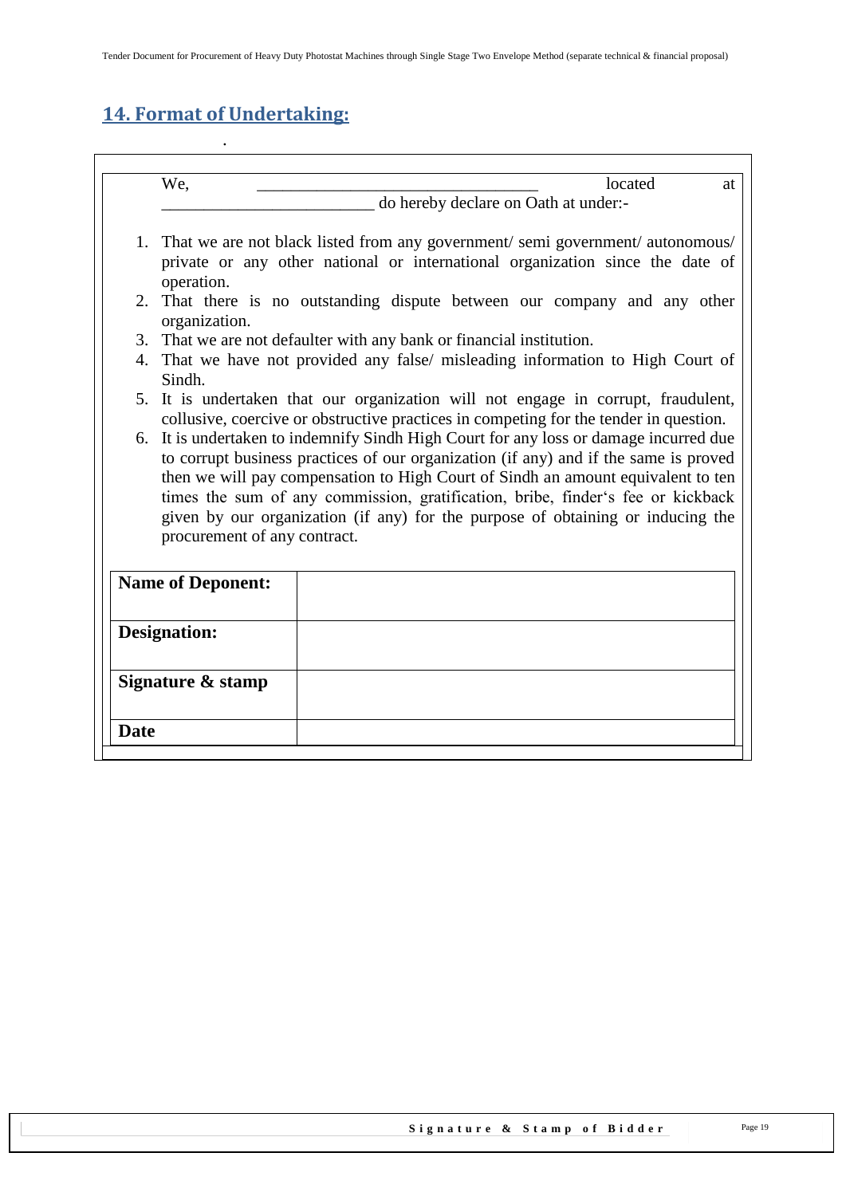## 14. Format of Undertaking:

We, \_\_\_\_\_\_\_\_\_\_\_\_\_\_\_\_\_\_\_\_\_\_\_\_\_\_\_\_\_\_\_\_\_\_ located at \_\_\_\_\_\_\_\_\_\_\_\_\_\_\_\_\_\_\_\_\_\_\_\_\_\_ do hereby declare on Oath at under:-

1. That we are not black listed from any government/ semi government/ autonomous/ private or any other national or international organization since the date of operation.
2. That there is no outstanding dispute between our company and any other organization.
3. That we are not defaulter with any bank or financial institution.
4. That we have not provided any false/ misleading information to High Court of Sindh.
5. It is undertaken that our organization will not engage in corrupt, fraudulent, collusive, coercive or obstructive practices in competing for the tender in question.
6. It is undertaken to indemnify Sindh High Court for any loss or damage incurred due to corrupt business practices of our organization (if any) and if the same is proved then we will pay compensation to High Court of Sindh an amount equivalent to ten times the sum of any commission, gratification, bribe, finder‘s fee or kickback given by our organization (if any) for the purpose of obtaining or inducing the procurement of any contract.

| **Name of Deponent:** | |
|---|---|
| **Designation:** | |
| **Signature & stamp** | |
| **Date** | |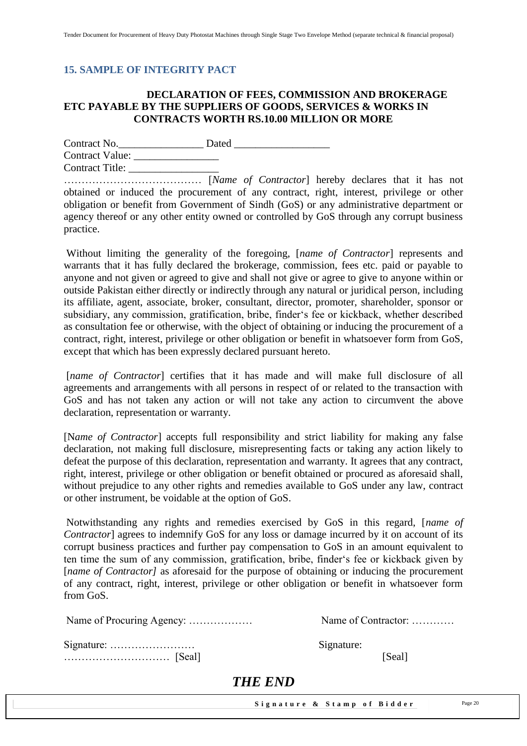## 15. SAMPLE OF INTEGRITY PACT

**DECLARATION OF FEES, COMMISSION AND BROKERAGE ETC PAYABLE BY THE SUPPLIERS OF GOODS, SERVICES & WORKS IN CONTRACTS WORTH RS.10.00 MILLION OR MORE**

Contract No.________________ Dated __________________
Contract Value: ________________
Contract Title: _________________

………………………………… [*Name of Contractor*] hereby declares that it has not obtained or induced the procurement of any contract, right, interest, privilege or other obligation or benefit from Government of Sindh (GoS) or any administrative department or agency thereof or any other entity owned or controlled by GoS through any corrupt business practice.

Without limiting the generality of the foregoing, [*name of Contractor*] represents and warrants that it has fully declared the brokerage, commission, fees etc. paid or payable to anyone and not given or agreed to give and shall not give or agree to give to anyone within or outside Pakistan either directly or indirectly through any natural or juridical person, including its affiliate, agent, associate, broker, consultant, director, promoter, shareholder, sponsor or subsidiary, any commission, gratification, bribe, finder's fee or kickback, whether described as consultation fee or otherwise, with the object of obtaining or inducing the procurement of a contract, right, interest, privilege or other obligation or benefit in whatsoever form from GoS, except that which has been expressly declared pursuant hereto.

[*name of Contractor*] certifies that it has made and will make full disclosure of all agreements and arrangements with all persons in respect of or related to the transaction with GoS and has not taken any action or will not take any action to circumvent the above declaration, representation or warranty.

[N*ame of Contractor*] accepts full responsibility and strict liability for making any false declaration, not making full disclosure, misrepresenting facts or taking any action likely to defeat the purpose of this declaration, representation and warranty. It agrees that any contract, right, interest, privilege or other obligation or benefit obtained or procured as aforesaid shall, without prejudice to any other rights and remedies available to GoS under any law, contract or other instrument, be voidable at the option of GoS.

Notwithstanding any rights and remedies exercised by GoS in this regard, [*name of Contractor*] agrees to indemnify GoS for any loss or damage incurred by it on account of its corrupt business practices and further pay compensation to GoS in an amount equivalent to ten time the sum of any commission, gratification, bribe, finder's fee or kickback given by [*name of Contractor]* as aforesaid for the purpose of obtaining or inducing the procurement of any contract, right, interest, privilege or other obligation or benefit in whatsoever form from GoS.

Name of Procuring Agency: ………………          Name of Contractor: …………

Signature: ……………………          Signature:
………………………… [Seal]          [Seal]

# *THE END*

**Signature & Stamp of Bidder**